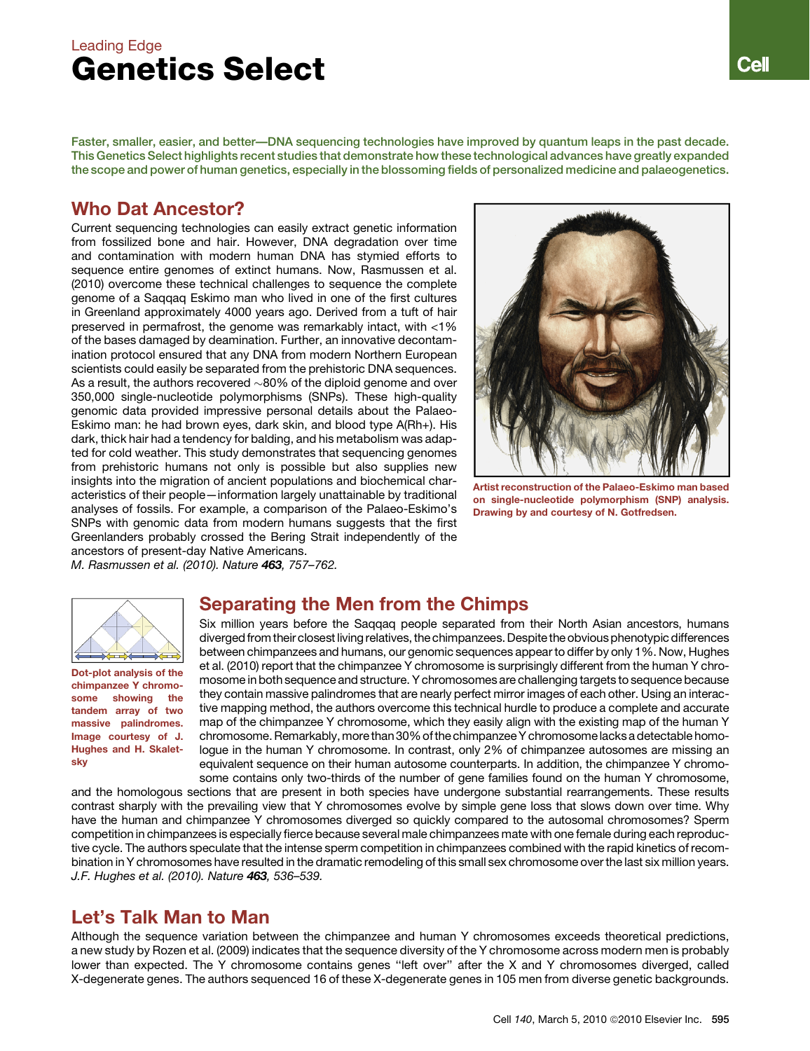Leading Edge

# Genetics Select

Faster, smaller, easier, and better—DNA sequencing technologies have improved by quantum leaps in the past decade. This Genetics Select highlights recent studies that demonstrate how these technological advances have greatly expanded the scope and power of human genetics, especially in the blossoming fields of personalized medicine and palaeogenetics.

## Who Dat Ancestor?

Current sequencing technologies can easily extract genetic information from fossilized bone and hair. However, DNA degradation over time and contamination with modern human DNA has stymied efforts to sequence entire genomes of extinct humans. Now, Rasmussen et al. (2010) overcome these technical challenges to sequence the complete genome of a Saqqaq Eskimo man who lived in one of the first cultures in Greenland approximately 4000 years ago. Derived from a tuft of hair preserved in permafrost, the genome was remarkably intact, with <1% of the bases damaged by deamination. Further, an innovative decontamination protocol ensured that any DNA from modern Northern European scientists could easily be separated from the prehistoric DNA sequences. As a result, the authors recovered ~80% of the diploid genome and over 350,000 single-nucleotide polymorphisms (SNPs). These high-quality genomic data provided impressive personal details about the Palaeo-Eskimo man: he had brown eyes, dark skin, and blood type A(Rh+). His dark, thick hair had a tendency for balding, and his metabolism was adapted for cold weather. This study demonstrates that sequencing genomes from prehistoric humans not only is possible but also supplies new insights into the migration of ancient populations and biochemical characteristics of their people—information largely unattainable by traditional analyses of fossils. For example, a comparison of the Palaeo-Eskimo's SNPs with genomic data from modern humans suggests that the first Greenlanders probably crossed the Bering Strait independently of the ancestors of present-day Native Americans.

*M. Rasmussen et al. (2010). Nature **463**, 757–762.*

Artist reconstruction of the Palaeo-Eskimo man based on single-nucleotide polymorphism (SNP) analysis. Drawing by and courtesy of N. Gotfredsen.

## Separating the Men from the Chimps

Six million years before the Saqqaq people separated from their North Asian ancestors, humans diverged from their closest living relatives, the chimpanzees. Despite the obvious phenotypic differences between chimpanzees and humans, our genomic sequences appear to differ by only 1%. Now, Hughes et al. (2010) report that the chimpanzee Y chromosome is surprisingly different from the human Y chromosome in both sequence and structure. Y chromosomes are challenging targets to sequence because they contain massive palindromes that are nearly perfect mirror images of each other. Using an interactive mapping method, the authors overcome this technical hurdle to produce a complete and accurate map of the chimpanzee Y chromosome, which they easily align with the existing map of the human Y chromosome. Remarkably, more than 30% of the chimpanzee Y chromosome lacks a detectable homologue in the human Y chromosome. In contrast, only 2% of chimpanzee autosomes are missing an equivalent sequence on their human autosome counterparts. In addition, the chimpanzee Y chromosome contains only two-thirds of the number of gene families found on the human Y chromosome, and the homologous sections that are present in both species have undergone substantial rearrangements. These results contrast sharply with the prevailing view that Y chromosomes evolve by simple gene loss that slows down over time. Why have the human and chimpanzee Y chromosomes diverged so quickly compared to the autosomal chromosomes? Sperm competition in chimpanzees is especially fierce because several male chimpanzees mate with one female during each reproductive cycle. The authors speculate that the intense sperm competition in chimpanzees combined with the rapid kinetics of recombination in Y chromosomes have resulted in the dramatic remodeling of this small sex chromosome over the last six million years.

*J.F. Hughes et al. (2010). Nature **463**, 536–539.*

Dot-plot analysis of the chimpanzee Y chromosome showing the tandem array of two massive palindromes. Image courtesy of J. Hughes and H. Skaletsky

## Let's Talk Man to Man

Although the sequence variation between the chimpanzee and human Y chromosomes exceeds theoretical predictions, a new study by Rozen et al. (2009) indicates that the sequence diversity of the Y chromosome across modern men is probably lower than expected. The Y chromosome contains genes "left over" after the X and Y chromosomes diverged, called X-degenerate genes. The authors sequenced 16 of these X-degenerate genes in 105 men from diverse genetic backgrounds.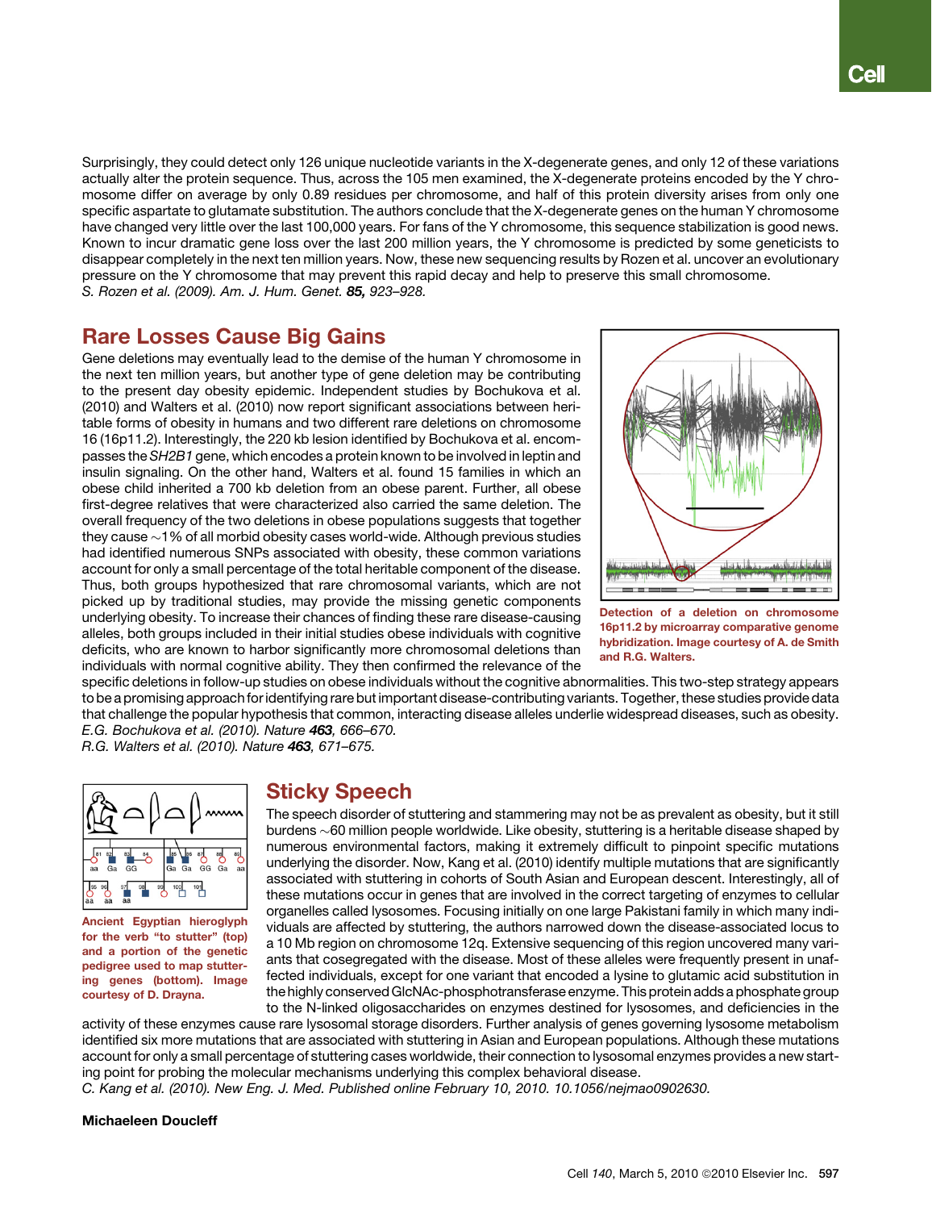Surprisingly, they could detect only 126 unique nucleotide variants in the X-degenerate genes, and only 12 of these variations actually alter the protein sequence. Thus, across the 105 men examined, the X-degenerate proteins encoded by the Y chromosome differ on average by only 0.89 residues per chromosome, and half of this protein diversity arises from only one specific aspartate to glutamate substitution. The authors conclude that the X-degenerate genes on the human Y chromosome have changed very little over the last 100,000 years. For fans of the Y chromosome, this sequence stabilization is good news. Known to incur dramatic gene loss over the last 200 million years, the Y chromosome is predicted by some geneticists to disappear completely in the next ten million years. Now, these new sequencing results by Rozen et al. uncover an evolutionary pressure on the Y chromosome that may prevent this rapid decay and help to preserve this small chromosome.
*S. Rozen et al. (2009). Am. J. Hum. Genet.* ***85****, 923–928.*

## Rare Losses Cause Big Gains

Gene deletions may eventually lead to the demise of the human Y chromosome in the next ten million years, but another type of gene deletion may be contributing to the present day obesity epidemic. Independent studies by Bochukova et al. (2010) and Walters et al. (2010) now report significant associations between heritable forms of obesity in humans and two different rare deletions on chromosome 16 (16p11.2). Interestingly, the 220 kb lesion identified by Bochukova et al. encompasses the *SH2B1* gene, which encodes a protein known to be involved in leptin and insulin signaling. On the other hand, Walters et al. found 15 families in which an obese child inherited a 700 kb deletion from an obese parent. Further, all obese first-degree relatives that were characterized also carried the same deletion. The overall frequency of the two deletions in obese populations suggests that together they cause ~1% of all morbid obesity cases world-wide. Although previous studies had identified numerous SNPs associated with obesity, these common variations account for only a small percentage of the total heritable component of the disease. Thus, both groups hypothesized that rare chromosomal variants, which are not picked up by traditional studies, may provide the missing genetic components underlying obesity. To increase their chances of finding these rare disease-causing alleles, both groups included in their initial studies obese individuals with cognitive deficits, who are known to harbor significantly more chromosomal deletions than individuals with normal cognitive ability. They then confirmed the relevance of the specific deletions in follow-up studies on obese individuals without the cognitive abnormalities. This two-step strategy appears to be a promising approach for identifying rare but important disease-contributing variants. Together, these studies provide data that challenge the popular hypothesis that common, interacting disease alleles underlie widespread diseases, such as obesity.
*E.G. Bochukova et al. (2010). Nature* ***463****, 666–670.*
*R.G. Walters et al. (2010). Nature* ***463****, 671–675.*

**Detection of a deletion on chromosome 16p11.2 by microarray comparative genome hybridization. Image courtesy of A. de Smith and R.G. Walters.**

## Sticky Speech

The speech disorder of stuttering and stammering may not be as prevalent as obesity, but it still burdens ~60 million people worldwide. Like obesity, stuttering is a heritable disease shaped by numerous environmental factors, making it extremely difficult to pinpoint specific mutations underlying the disorder. Now, Kang et al. (2010) identify multiple mutations that are significantly associated with stuttering in cohorts of South Asian and European descent. Interestingly, all of these mutations occur in genes that are involved in the correct targeting of enzymes to cellular organelles called lysosomes. Focusing initially on one large Pakistani family in which many individuals are affected by stuttering, the authors narrowed down the disease-associated locus to a 10 Mb region on chromosome 12q. Extensive sequencing of this region uncovered many variants that cosegregated with the disease. Most of these alleles were frequently present in unaffected individuals, except for one variant that encoded a lysine to glutamic acid substitution in the highly conserved GlcNAc-phosphotransferase enzyme. This protein adds a phosphate group to the N-linked oligosaccharides on enzymes destined for lysosomes, and deficiencies in the activity of these enzymes cause rare lysosomal storage disorders. Further analysis of genes governing lysosome metabolism identified six more mutations that are associated with stuttering in Asian and European populations. Although these mutations account for only a small percentage of stuttering cases worldwide, their connection to lysosomal enzymes provides a new starting point for probing the molecular mechanisms underlying this complex behavioral disease.
*C. Kang et al. (2010). New Eng. J. Med. Published online February 10, 2010. 10.1056/nejmao0902630.*

**Ancient Egyptian hieroglyph for the verb "to stutter" (top) and a portion of the genetic pedigree used to map stuttering genes (bottom). Image courtesy of D. Drayna.**

**Michaeleen Doucleff**